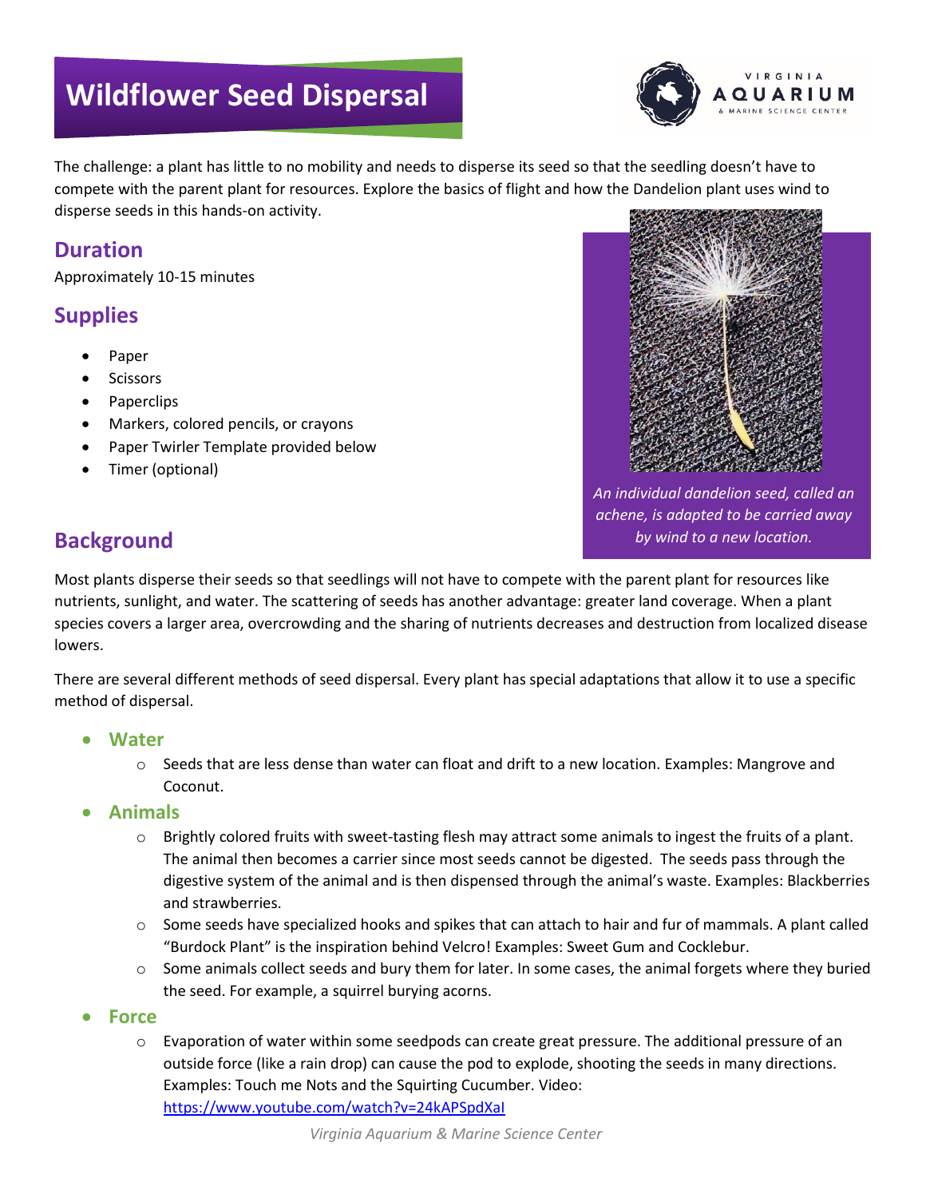# Wildflower Seed Dispersal

The challenge: a plant has little to no mobility and needs to disperse its seed so that the seedling doesn't have to compete with the parent plant for resources. Explore the basics of flight and how the Dandelion plant uses wind to disperse seeds in this hands-on activity.

## Duration

Approximately 10-15 minutes

## Supplies

- Paper
- Scissors
- Paperclips
- Markers, colored pencils, or crayons
- Paper Twirler Template provided below
- Timer (optional)

*An individual dandelion seed, called an achene, is adapted to be carried away by wind to a new location.*

## Background

Most plants disperse their seeds so that seedlings will not have to compete with the parent plant for resources like nutrients, sunlight, and water. The scattering of seeds has another advantage: greater land coverage. When a plant species covers a larger area, overcrowding and the sharing of nutrients decreases and destruction from localized disease lowers.

There are several different methods of seed dispersal. Every plant has special adaptations that allow it to use a specific method of dispersal.

- **Water**
  - Seeds that are less dense than water can float and drift to a new location. Examples: Mangrove and Coconut.
- **Animals**
  - Brightly colored fruits with sweet-tasting flesh may attract some animals to ingest the fruits of a plant. The animal then becomes a carrier since most seeds cannot be digested. The seeds pass through the digestive system of the animal and is then dispensed through the animal's waste. Examples: Blackberries and strawberries.
  - Some seeds have specialized hooks and spikes that can attach to hair and fur of mammals. A plant called "Burdock Plant" is the inspiration behind Velcro! Examples: Sweet Gum and Cocklebur.
  - Some animals collect seeds and bury them for later. In some cases, the animal forgets where they buried the seed. For example, a squirrel burying acorns.
- **Force**
  - Evaporation of water within some seedpods can create great pressure. The additional pressure of an outside force (like a rain drop) can cause the pod to explode, shooting the seeds in many directions. Examples: Touch me Nots and the Squirting Cucumber. Video: https://www.youtube.com/watch?v=24kAPSpdXaI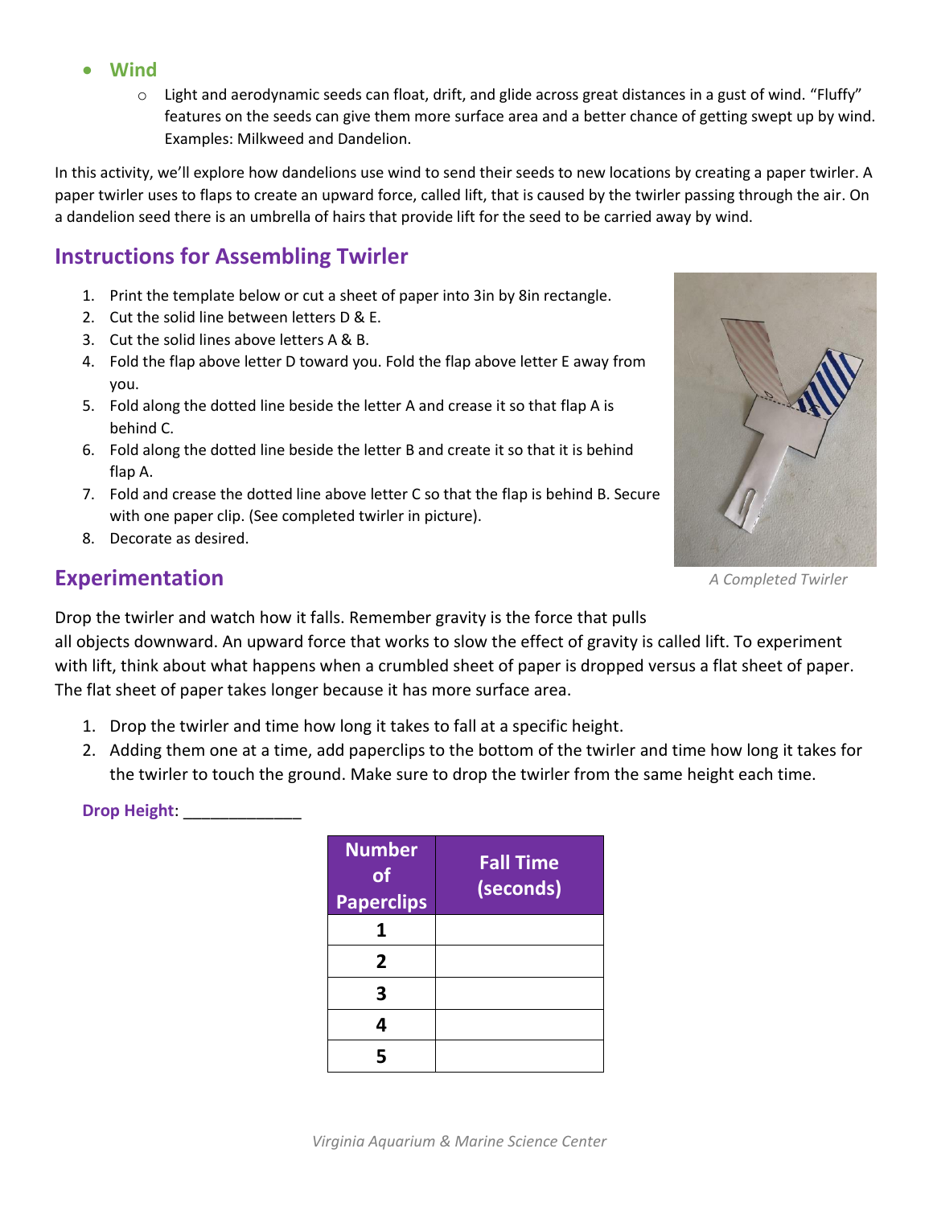- **Wind**
  - Light and aerodynamic seeds can float, drift, and glide across great distances in a gust of wind. "Fluffy" features on the seeds can give them more surface area and a better chance of getting swept up by wind. Examples: Milkweed and Dandelion.

In this activity, we'll explore how dandelions use wind to send their seeds to new locations by creating a paper twirler. A paper twirler uses to flaps to create an upward force, called lift, that is caused by the twirler passing through the air. On a dandelion seed there is an umbrella of hairs that provide lift for the seed to be carried away by wind.

## Instructions for Assembling Twirler

1. Print the template below or cut a sheet of paper into 3in by 8in rectangle.
2. Cut the solid line between letters D & E.
3. Cut the solid lines above letters A & B.
4. Fold the flap above letter D toward you. Fold the flap above letter E away from you.
5. Fold along the dotted line beside the letter A and crease it so that flap A is behind C.
6. Fold along the dotted line beside the letter B and create it so that it is behind flap A.
7. Fold and crease the dotted line above letter C so that the flap is behind B. Secure with one paper clip. (See completed twirler in picture).
8. Decorate as desired.

*A Completed Twirler*

## Experimentation

Drop the twirler and watch how it falls. Remember gravity is the force that pulls all objects downward. An upward force that works to slow the effect of gravity is called lift. To experiment with lift, think about what happens when a crumbled sheet of paper is dropped versus a flat sheet of paper. The flat sheet of paper takes longer because it has more surface area.

1. Drop the twirler and time how long it takes to fall at a specific height.
2. Adding them one at a time, add paperclips to the bottom of the twirler and time how long it takes for the twirler to touch the ground. Make sure to drop the twirler from the same height each time.

**Drop Height**: _____________

| Number of Paperclips | Fall Time (seconds) |
|---|---|
| **1** | |
| **2** | |
| **3** | |
| **4** | |
| **5** | |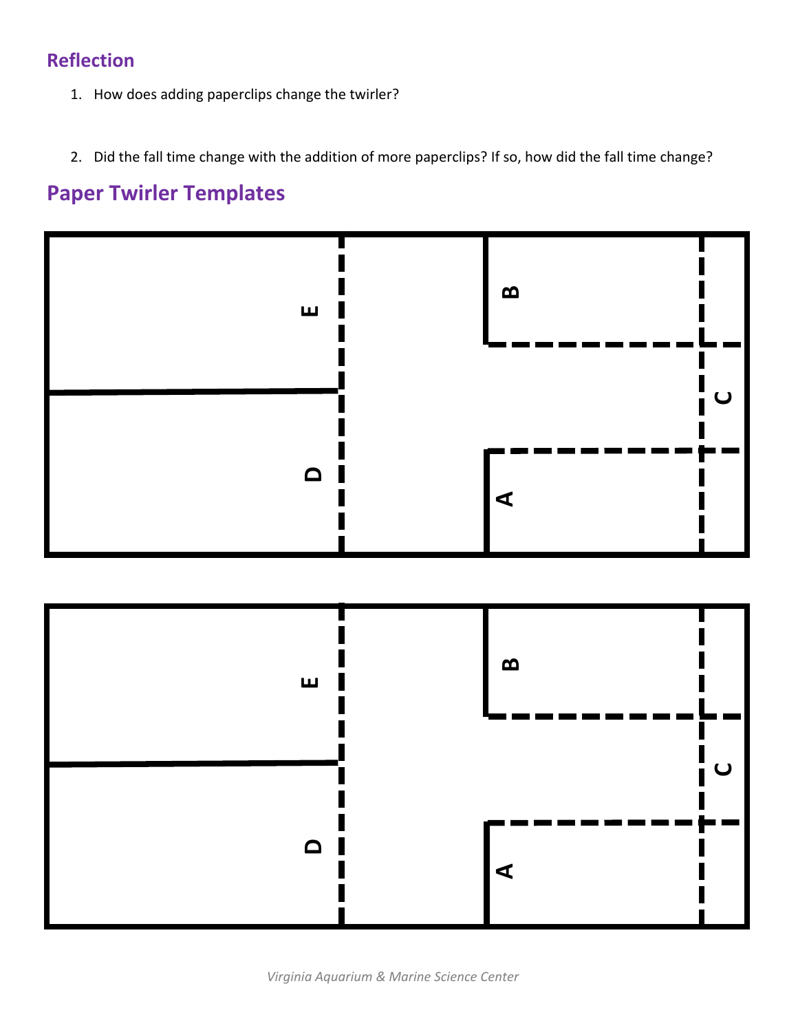## Reflection

1. How does adding paperclips change the twirler?

2. Did the fall time change with the addition of more paperclips? If so, how did the fall time change?

## Paper Twirler Templates

E

D

B

C

A

E

D

B

C

A